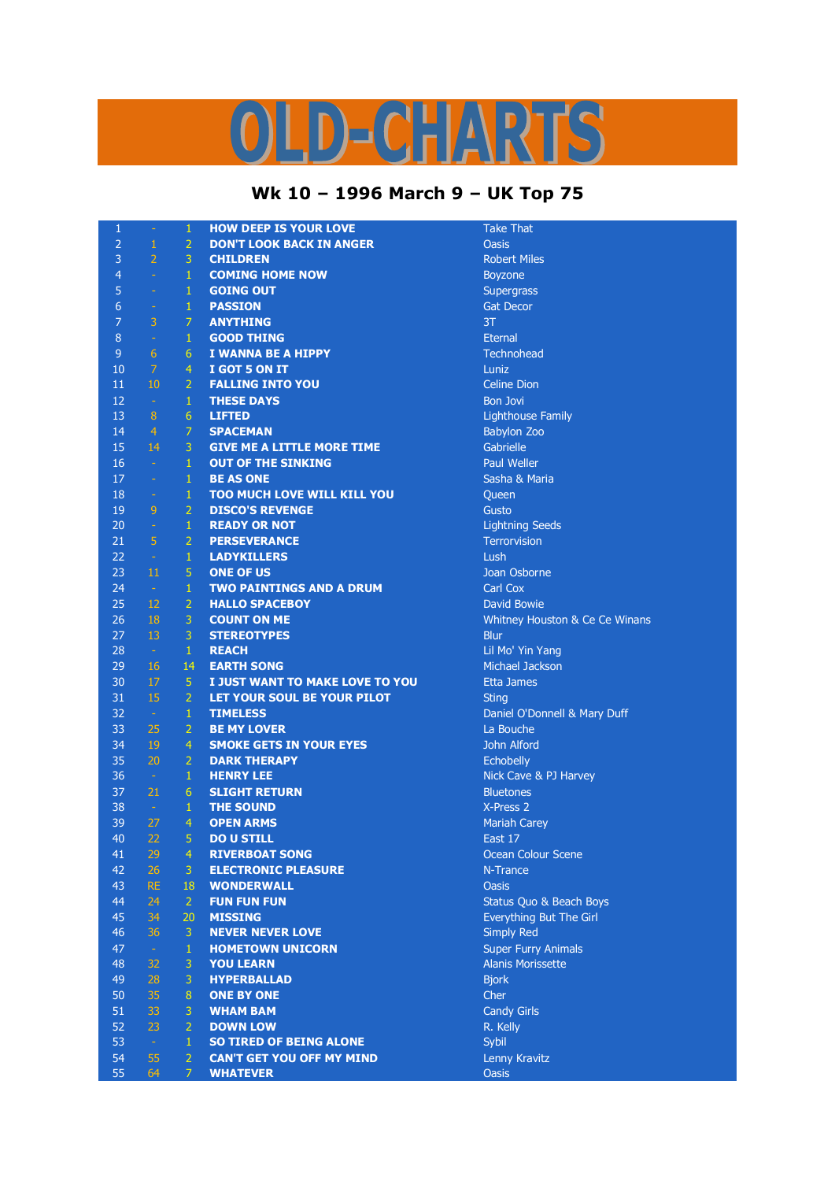# OLD-CHARTS

## Wk 10 – 1996 March 9 – UK Top 75

| | | | | |
|---|---|---|---|---|
| 1 | - | 1 | HOW DEEP IS YOUR LOVE | Take That |
| 2 | 1 | 2 | DON'T LOOK BACK IN ANGER | Oasis |
| 3 | 2 | 3 | CHILDREN | Robert Miles |
| 4 | - | 1 | COMING HOME NOW | Boyzone |
| 5 | - | 1 | GOING OUT | Supergrass |
| 6 | - | 1 | PASSION | Gat Decor |
| 7 | 3 | 7 | ANYTHING | 3T |
| 8 | - | 1 | GOOD THING | Eternal |
| 9 | 6 | 6 | I WANNA BE A HIPPY | Technohead |
| 10 | 7 | 4 | I GOT 5 ON IT | Luniz |
| 11 | 10 | 2 | FALLING INTO YOU | Celine Dion |
| 12 | - | 1 | THESE DAYS | Bon Jovi |
| 13 | 8 | 6 | LIFTED | Lighthouse Family |
| 14 | 4 | 7 | SPACEMAN | Babylon Zoo |
| 15 | 14 | 3 | GIVE ME A LITTLE MORE TIME | Gabrielle |
| 16 | - | 1 | OUT OF THE SINKING | Paul Weller |
| 17 | - | 1 | BE AS ONE | Sasha & Maria |
| 18 | - | 1 | TOO MUCH LOVE WILL KILL YOU | Queen |
| 19 | 9 | 2 | DISCO'S REVENGE | Gusto |
| 20 | - | 1 | READY OR NOT | Lightning Seeds |
| 21 | 5 | 2 | PERSEVERANCE | Terrorvision |
| 22 | - | 1 | LADYKILLERS | Lush |
| 23 | 11 | 5 | ONE OF US | Joan Osborne |
| 24 | - | 1 | TWO PAINTINGS AND A DRUM | Carl Cox |
| 25 | 12 | 2 | HALLO SPACEBOY | David Bowie |
| 26 | 18 | 3 | COUNT ON ME | Whitney Houston & Ce Ce Winans |
| 27 | 13 | 3 | STEREOTYPES | Blur |
| 28 | - | 1 | REACH | Lil Mo' Yin Yang |
| 29 | 16 | 14 | EARTH SONG | Michael Jackson |
| 30 | 17 | 5 | I JUST WANT TO MAKE LOVE TO YOU | Etta James |
| 31 | 15 | 2 | LET YOUR SOUL BE YOUR PILOT | Sting |
| 32 | - | 1 | TIMELESS | Daniel O'Donnell & Mary Duff |
| 33 | 25 | 2 | BE MY LOVER | La Bouche |
| 34 | 19 | 4 | SMOKE GETS IN YOUR EYES | John Alford |
| 35 | 20 | 2 | DARK THERAPY | Echobelly |
| 36 | - | 1 | HENRY LEE | Nick Cave & PJ Harvey |
| 37 | 21 | 6 | SLIGHT RETURN | Bluetones |
| 38 | - | 1 | THE SOUND | X-Press 2 |
| 39 | 27 | 4 | OPEN ARMS | Mariah Carey |
| 40 | 22 | 5 | DO U STILL | East 17 |
| 41 | 29 | 4 | RIVERBOAT SONG | Ocean Colour Scene |
| 42 | 26 | 3 | ELECTRONIC PLEASURE | N-Trance |
| 43 | RE | 18 | WONDERWALL | Oasis |
| 44 | 24 | 2 | FUN FUN FUN | Status Quo & Beach Boys |
| 45 | 34 | 20 | MISSING | Everything But The Girl |
| 46 | 36 | 3 | NEVER NEVER LOVE | Simply Red |
| 47 | - | 1 | HOMETOWN UNICORN | Super Furry Animals |
| 48 | 32 | 3 | YOU LEARN | Alanis Morissette |
| 49 | 28 | 3 | HYPERBALLAD | Bjork |
| 50 | 35 | 8 | ONE BY ONE | Cher |
| 51 | 33 | 3 | WHAM BAM | Candy Girls |
| 52 | 23 | 2 | DOWN LOW | R. Kelly |
| 53 | - | 1 | SO TIRED OF BEING ALONE | Sybil |
| 54 | 55 | 2 | CAN'T GET YOU OFF MY MIND | Lenny Kravitz |
| 55 | 64 | 7 | WHATEVER | Oasis |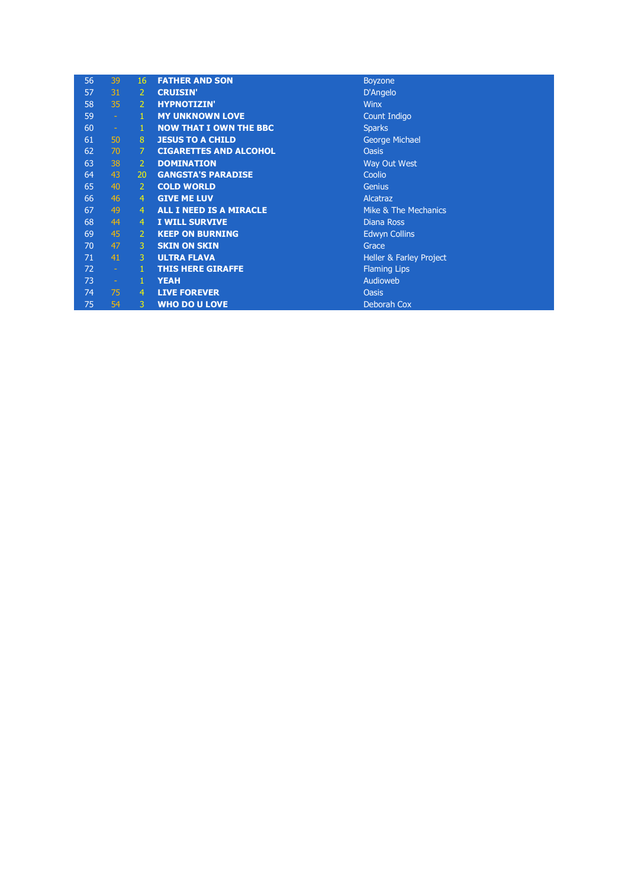| | | | | |
|---|---|---|---|---|
| 56 | 39 | 16 | **FATHER AND SON** | Boyzone |
| 57 | 31 | 2 | **CRUISIN'** | D'Angelo |
| 58 | 35 | 2 | **HYPNOTIZIN'** | Winx |
| 59 | - | 1 | **MY UNKNOWN LOVE** | Count Indigo |
| 60 | - | 1 | **NOW THAT I OWN THE BBC** | Sparks |
| 61 | 50 | 8 | **JESUS TO A CHILD** | George Michael |
| 62 | 70 | 7 | **CIGARETTES AND ALCOHOL** | Oasis |
| 63 | 38 | 2 | **DOMINATION** | Way Out West |
| 64 | 43 | 20 | **GANGSTA'S PARADISE** | Coolio |
| 65 | 40 | 2 | **COLD WORLD** | Genius |
| 66 | 46 | 4 | **GIVE ME LUV** | Alcatraz |
| 67 | 49 | 4 | **ALL I NEED IS A MIRACLE** | Mike & The Mechanics |
| 68 | 44 | 4 | **I WILL SURVIVE** | Diana Ross |
| 69 | 45 | 2 | **KEEP ON BURNING** | Edwyn Collins |
| 70 | 47 | 3 | **SKIN ON SKIN** | Grace |
| 71 | 41 | 3 | **ULTRA FLAVA** | Heller & Farley Project |
| 72 | - | 1 | **THIS HERE GIRAFFE** | Flaming Lips |
| 73 | - | 1 | **YEAH** | Audioweb |
| 74 | 75 | 4 | **LIVE FOREVER** | Oasis |
| 75 | 54 | 3 | **WHO DO U LOVE** | Deborah Cox |